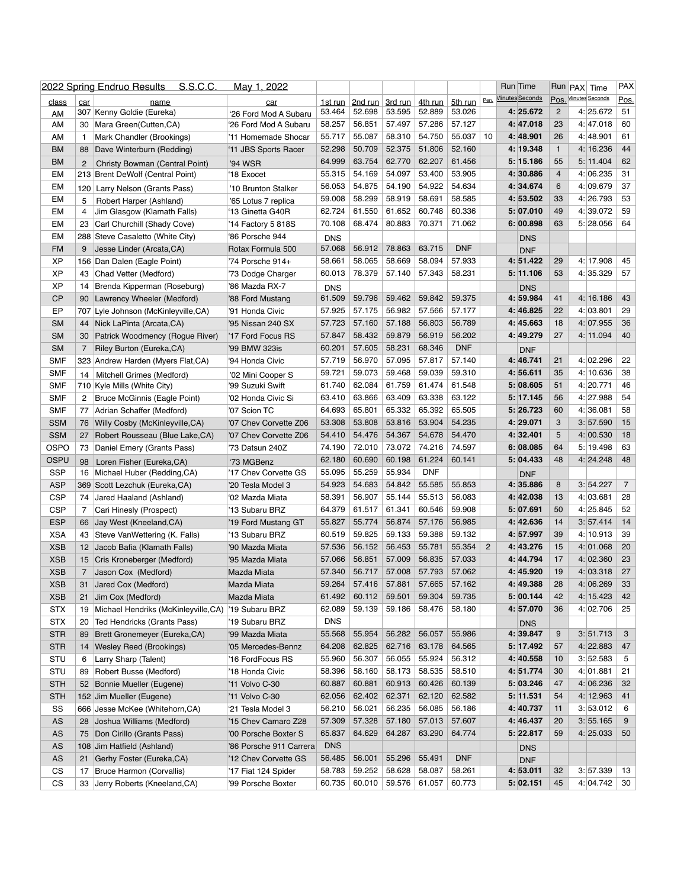| 2022 Spring Endruo Results S.S.C.C. | | | May 1, 2022 | | | | | | | Run Time | | Run | PAX Time | | PAX |
|---|---|---|---|---|---|---|---|---|---|---|---|---|---|---|---|
| class | car | name | car | 1st run | 2nd run | 3rd run | 4th run | 5th run | Pen. | Minutes | Seconds | Pos. | Minutes | Seconds | Pos. |
| AM | 307 | Kenny Goldie (Eureka) | '26 Ford Mod A Subaru | 53.464 | 52.698 | 53.595 | 52.889 | 53.026 | | 4: | 25.672 | 2 | 4: | 25.672 | 51 |
| AM | 30 | Mara Green(Cutten,CA) | '26 Ford Mod A Subaru | 58.257 | 56.851 | 57.497 | 57.286 | 57.127 | | 4: | 47.018 | 23 | 4: | 47.018 | 60 |
| AM | 1 | Mark Chandler (Brookings) | '11 Homemade Shocar | 55.717 | 55.087 | 58.310 | 54.750 | 55.037 | 10 | 4: | 48.901 | 26 | 4: | 48.901 | 61 |
| BM | 88 | Dave Winterburn (Redding) | '11 JBS Sports Racer | 52.298 | 50.709 | 52.375 | 51.806 | 52.160 | | 4: | 19.348 | 1 | 4: | 16.236 | 44 |
| BM | 2 | Christy Bowman (Central Point) | '94 WSR | 64.999 | 63.754 | 62.770 | 62.207 | 61.456 | | 5: | 15.186 | 55 | 5: | 11.404 | 62 |
| EM | 213 | Brent DeWolf (Central Point) | '18 Exocet | 55.315 | 54.169 | 54.097 | 53.400 | 53.905 | | 4: | 30.886 | 4 | 4: | 06.235 | 31 |
| EM | 120 | Larry Nelson (Grants Pass) | '10 Brunton Stalker | 56.053 | 54.875 | 54.190 | 54.922 | 54.634 | | 4: | 34.674 | 6 | 4: | 09.679 | 37 |
| EM | 5 | Robert Harper (Ashland) | '65 Lotus 7 replica | 59.008 | 58.299 | 58.919 | 58.691 | 58.585 | | 4: | 53.502 | 33 | 4: | 26.793 | 53 |
| EM | 4 | Jim Glasgow (Klamath Falls) | '13 Ginetta G40R | 62.724 | 61.550 | 61.652 | 60.748 | 60.336 | | 5: | 07.010 | 49 | 4: | 39.072 | 59 |
| EM | 23 | Carl Churchill (Shady Cove) | '14 Factory 5 818S | 70.108 | 68.474 | 80.883 | 70.371 | 71.062 | | 6: | 00.898 | 63 | 5: | 28.056 | 64 |
| EM | 288 | Steve Casaletto (White City) | '86 Porsche 944 | DNS | | | | | | | DNS | | | | |
| FM | 9 | Jesse Linder (Arcata,CA) | Rotax Formula 500 | 57.068 | 56.912 | 78.863 | 63.715 | DNF | | | DNF | | | | |
| XP | 156 | Dan Dalen (Eagle Point) | '74 Porsche 914+ | 58.661 | 58.065 | 58.669 | 58.094 | 57.933 | | 4: | 51.422 | 29 | 4: | 17.908 | 45 |
| XP | 43 | Chad Vetter (Medford) | '73 Dodge Charger | 60.013 | 78.379 | 57.140 | 57.343 | 58.231 | | 5: | 11.106 | 53 | 4: | 35.329 | 57 |
| XP | 14 | Brenda Kipperman (Roseburg) | '86 Mazda RX-7 | DNS | | | | | | | DNS | | | | |
| CP | 90 | Lawrency Wheeler (Medford) | '88 Ford Mustang | 61.509 | 59.796 | 59.462 | 59.842 | 59.375 | | 4: | 59.984 | 41 | 4: | 16.186 | 43 |
| EP | 707 | Lyle Johnson (McKinleyville,CA) | '91 Honda Civic | 57.925 | 57.175 | 56.982 | 57.566 | 57.177 | | 4: | 46.825 | 22 | 4: | 03.801 | 29 |
| SM | 44 | Nick LaPinta (Arcata,CA) | '95 Nissan 240 SX | 57.723 | 57.160 | 57.188 | 56.803 | 56.789 | | 4: | 45.663 | 18 | 4: | 07.955 | 36 |
| SM | 30 | Patrick Woodmency (Rogue River) | '17 Ford Focus RS | 57.847 | 58.432 | 59.879 | 56.919 | 56.202 | | 4: | 49.279 | 27 | 4: | 11.094 | 40 |
| SM | 7 | Riley Burton (Eureka,CA) | '99 BMW 323is | 60.201 | 57.605 | 58.231 | 68.346 | DNF | | | DNF | | | | |
| SMF | 323 | Andrew Harden (Myers Flat,CA) | '94 Honda Civic | 57.719 | 56.970 | 57.095 | 57.817 | 57.140 | | 4: | 46.741 | 21 | 4: | 02.296 | 22 |
| SMF | 14 | Mitchell Grimes (Medford) | '02 Mini Cooper S | 59.721 | 59.073 | 59.468 | 59.039 | 59.310 | | 4: | 56.611 | 35 | 4: | 10.636 | 38 |
| SMF | 710 | Kyle Mills (White City) | '99 Suzuki Swift | 61.740 | 62.084 | 61.759 | 61.474 | 61.548 | | 5: | 08.605 | 51 | 4: | 20.771 | 46 |
| SMF | 2 | Bruce McGinnis (Eagle Point) | '02 Honda Civic Si | 63.410 | 63.866 | 63.409 | 63.338 | 63.122 | | 5: | 17.145 | 56 | 4: | 27.988 | 54 |
| SMF | 77 | Adrian Schaffer (Medford) | '07 Scion TC | 64.693 | 65.801 | 65.332 | 65.392 | 65.505 | | 5: | 26.723 | 60 | 4: | 36.081 | 58 |
| SSM | 76 | Willy Cosby (McKinleyville,CA) | '07 Chev Corvette Z06 | 53.308 | 53.808 | 53.816 | 53.904 | 54.235 | | 4: | 29.071 | 3 | 3: | 57.590 | 15 |
| SSM | 27 | Robert Rousseau (Blue Lake,CA) | '07 Chev Corvette Z06 | 54.410 | 54.476 | 54.367 | 54.678 | 54.470 | | 4: | 32.401 | 5 | 4: | 00.530 | 18 |
| OSPO | 73 | Daniel Emery (Grants Pass) | '73 Datsun 240Z | 74.190 | 72.010 | 73.072 | 74.216 | 74.597 | | 6: | 08.085 | 64 | 5: | 19.498 | 63 |
| OSPU | 98 | Loren Fisher (Eureka,CA) | '73 MGBenz | 62.180 | 60.690 | 60.198 | 61.224 | 60.141 | | 5: | 04.433 | 48 | 4: | 24.248 | 48 |
| SSP | 16 | Michael Huber (Redding,CA) | '17 Chev Corvette GS | 55.095 | 55.259 | 55.934 | DNF | | | | DNF | | | | |
| ASP | 369 | Scott Lezchuk (Eureka,CA) | '20 Tesla Model 3 | 54.923 | 54.683 | 54.842 | 55.585 | 55.853 | | 4: | 35.886 | 8 | 3: | 54.227 | 7 |
| CSP | 74 | Jared Haaland (Ashland) | '02 Mazda Miata | 58.391 | 56.907 | 55.144 | 55.513 | 56.083 | | 4: | 42.038 | 13 | 4: | 03.681 | 28 |
| CSP | 7 | Cari Hinesly (Prospect) | '13 Subaru BRZ | 64.379 | 61.517 | 61.341 | 60.546 | 59.908 | | 5: | 07.691 | 50 | 4: | 25.845 | 52 |
| ESP | 66 | Jay West (Kneeland,CA) | '19 Ford Mustang GT | 55.827 | 55.774 | 56.874 | 57.176 | 56.985 | | 4: | 42.636 | 14 | 3: | 57.414 | 14 |
| XSA | 43 | Steve VanWettering (K. Falls) | '13 Subaru BRZ | 60.519 | 59.825 | 59.133 | 59.388 | 59.132 | | 4: | 57.997 | 39 | 4: | 10.913 | 39 |
| XSB | 12 | Jacob Bafia (Klamath Falls) | '90 Mazda Miata | 57.536 | 56.152 | 56.453 | 55.781 | 55.354 | 2 | 4: | 43.276 | 15 | 4: | 01.068 | 20 |
| XSB | 15 | Cris Kroneberger (Medford) | '95 Mazda Miata | 57.066 | 56.851 | 57.009 | 56.835 | 57.033 | | 4: | 44.794 | 17 | 4: | 02.360 | 23 |
| XSB | 7 | Jason Cox (Medford) | Mazda Miata | 57.340 | 56.717 | 57.008 | 57.793 | 57.062 | | 4: | 45.920 | 19 | 4: | 03.318 | 27 |
| XSB | 31 | Jared Cox (Medford) | Mazda Miata | 59.264 | 57.416 | 57.881 | 57.665 | 57.162 | | 4: | 49.388 | 28 | 4: | 06.269 | 33 |
| XSB | 21 | Jim Cox (Medford) | Mazda Miata | 61.492 | 60.112 | 59.501 | 59.304 | 59.735 | | 5: | 00.144 | 42 | 4: | 15.423 | 42 |
| STX | 19 | Michael Hendriks (McKinleyville,CA) | '19 Subaru BRZ | 62.089 | 59.139 | 59.186 | 58.476 | 58.180 | | 4: | 57.070 | 36 | 4: | 02.706 | 25 |
| STX | 20 | Ted Hendricks (Grants Pass) | '19 Subaru BRZ | DNS | | | | | | | DNS | | | | |
| STR | 89 | Brett Gronemeyer (Eureka,CA) | '99 Mazda Miata | 55.568 | 55.954 | 56.282 | 56.057 | 55.986 | | 4: | 39.847 | 9 | 3: | 51.713 | 3 |
| STR | 14 | Wesley Reed (Brookings) | '05 Mercedes-Bennz | 64.208 | 62.825 | 62.716 | 63.178 | 64.565 | | 5: | 17.492 | 57 | 4: | 22.883 | 47 |
| STU | 6 | Larry Sharp (Talent) | '16 FordFocus RS | 55.960 | 56.307 | 56.055 | 55.924 | 56.312 | | 4: | 40.558 | 10 | 3: | 52.583 | 5 |
| STU | 89 | Robert Busse (Medford) | '18 Honda Civic | 58.396 | 58.160 | 58.173 | 58.535 | 58.510 | | 4: | 51.774 | 30 | 4: | 01.881 | 21 |
| STH | 52 | Bonnie Mueller (Eugene) | '11 Volvo C-30 | 60.887 | 60.881 | 60.913 | 60.426 | 60.139 | | 5: | 03.246 | 47 | 4: | 06.236 | 32 |
| STH | 152 | Jim Mueller (Eugene) | '11 Volvo C-30 | 62.056 | 62.402 | 62.371 | 62.120 | 62.582 | | 5: | 11.531 | 54 | 4: | 12.963 | 41 |
| SS | 666 | Jesse McKee (Whitehorn,CA) | '21 Tesla Model 3 | 56.210 | 56.021 | 56.235 | 56.085 | 56.186 | | 4: | 40.737 | 11 | 3: | 53.012 | 6 |
| AS | 28 | Joshua Williams (Medford) | '15 Chev Camaro Z28 | 57.309 | 57.328 | 57.180 | 57.013 | 57.607 | | 4: | 46.437 | 20 | 3: | 55.165 | 9 |
| AS | 75 | Don Cirillo (Grants Pass) | '00 Porsche Boxter S | 65.837 | 64.629 | 64.287 | 63.290 | 64.774 | | 5: | 22.817 | 59 | 4: | 25.033 | 50 |
| AS | 108 | Jim Hatfield (Ashland) | '86 Porsche 911 Carrera | DNS | | | | | | | DNS | | | | |
| AS | 21 | Gerhy Foster (Eureka,CA) | '12 Chev Corvette GS | 56.485 | 56.001 | 55.296 | 55.491 | DNF | | | DNF | | | | |
| CS | 17 | Bruce Harmon (Corvallis) | '17 Fiat 124 Spider | 58.783 | 59.252 | 58.628 | 58.087 | 58.261 | | 4: | 53.011 | 32 | 3: | 57.339 | 13 |
| CS | 33 | Jerry Roberts (Kneeland,CA) | '99 Porsche Boxter | 60.735 | 60.010 | 59.576 | 61.057 | 60.773 | | 5: | 02.151 | 45 | 4: | 04.742 | 30 |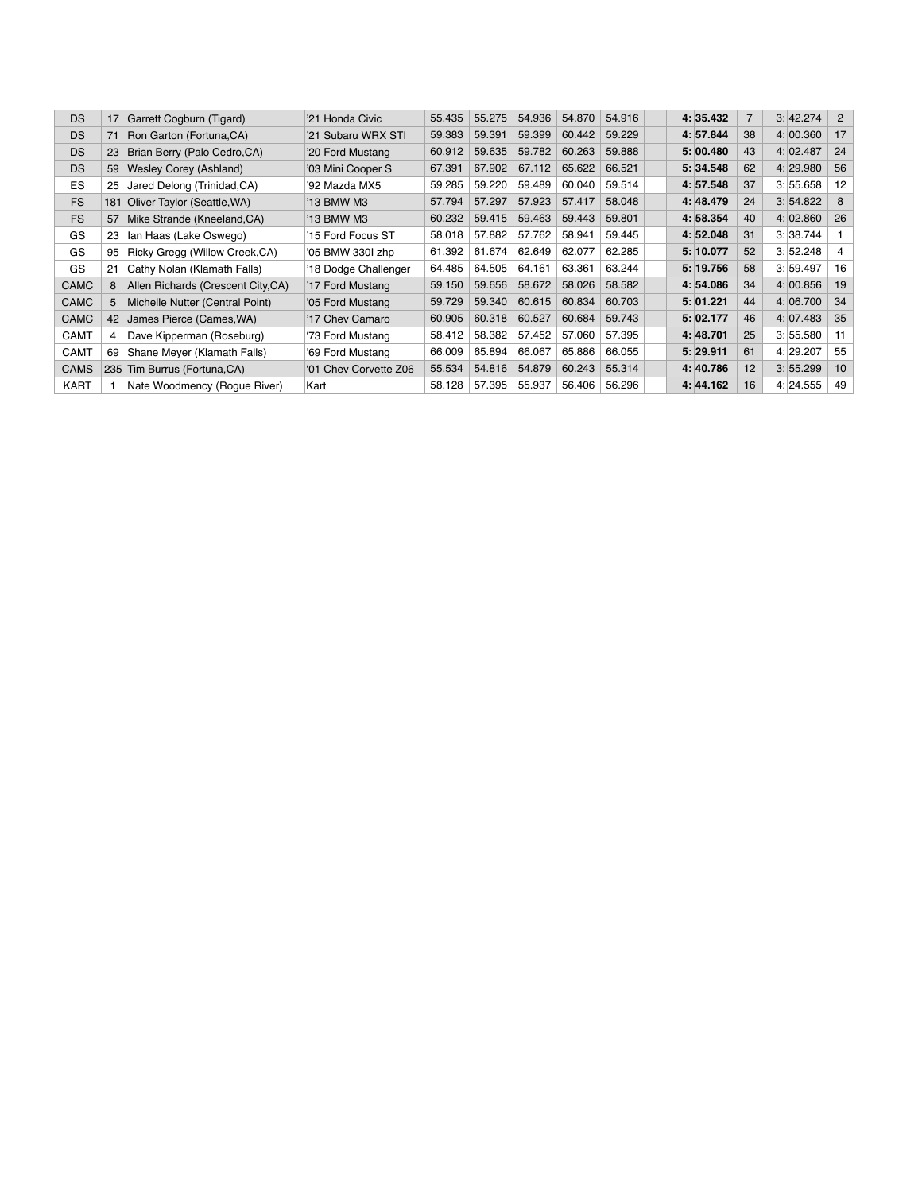| | | | | | | | | | | | | | |
|---|---|---|---|---|---|---|---|---|---|---|---|---|---|
| DS | 17 | Garrett Cogburn (Tigard) | '21 Honda Civic | 55.435 | 55.275 | 54.936 | 54.870 | 54.916 | | **4:35.432** | 7 | 3:42.274 | 2 |
| DS | 71 | Ron Garton (Fortuna,CA) | '21 Subaru WRX STI | 59.383 | 59.391 | 59.399 | 60.442 | 59.229 | | **4:57.844** | 38 | 4:00.360 | 17 |
| DS | 23 | Brian Berry (Palo Cedro,CA) | '20 Ford Mustang | 60.912 | 59.635 | 59.782 | 60.263 | 59.888 | | **5:00.480** | 43 | 4:02.487 | 24 |
| DS | 59 | Wesley Corey (Ashland) | '03 Mini Cooper S | 67.391 | 67.902 | 67.112 | 65.622 | 66.521 | | **5:34.548** | 62 | 4:29.980 | 56 |
| ES | 25 | Jared Delong (Trinidad,CA) | '92 Mazda MX5 | 59.285 | 59.220 | 59.489 | 60.040 | 59.514 | | **4:57.548** | 37 | 3:55.658 | 12 |
| FS | 181 | Oliver Taylor (Seattle,WA) | '13 BMW M3 | 57.794 | 57.297 | 57.923 | 57.417 | 58.048 | | **4:48.479** | 24 | 3:54.822 | 8 |
| FS | 57 | Mike Strande (Kneeland,CA) | '13 BMW M3 | 60.232 | 59.415 | 59.463 | 59.443 | 59.801 | | **4:58.354** | 40 | 4:02.860 | 26 |
| GS | 23 | Ian Haas (Lake Oswego) | '15 Ford Focus ST | 58.018 | 57.882 | 57.762 | 58.941 | 59.445 | | **4:52.048** | 31 | 3:38.744 | 1 |
| GS | 95 | Ricky Gregg (Willow Creek,CA) | '05 BMW 330I zhp | 61.392 | 61.674 | 62.649 | 62.077 | 62.285 | | **5:10.077** | 52 | 3:52.248 | 4 |
| GS | 21 | Cathy Nolan (Klamath Falls) | '18 Dodge Challenger | 64.485 | 64.505 | 64.161 | 63.361 | 63.244 | | **5:19.756** | 58 | 3:59.497 | 16 |
| CAMC | 8 | Allen Richards (Crescent City,CA) | '17 Ford Mustang | 59.150 | 59.656 | 58.672 | 58.026 | 58.582 | | **4:54.086** | 34 | 4:00.856 | 19 |
| CAMC | 5 | Michelle Nutter (Central Point) | '05 Ford Mustang | 59.729 | 59.340 | 60.615 | 60.834 | 60.703 | | **5:01.221** | 44 | 4:06.700 | 34 |
| CAMC | 42 | James Pierce (Cames,WA) | '17 Chev Camaro | 60.905 | 60.318 | 60.527 | 60.684 | 59.743 | | **5:02.177** | 46 | 4:07.483 | 35 |
| CAMT | 4 | Dave Kipperman (Roseburg) | '73 Ford Mustang | 58.412 | 58.382 | 57.452 | 57.060 | 57.395 | | **4:48.701** | 25 | 3:55.580 | 11 |
| CAMT | 69 | Shane Meyer (Klamath Falls) | '69 Ford Mustang | 66.009 | 65.894 | 66.067 | 65.886 | 66.055 | | **5:29.911** | 61 | 4:29.207 | 55 |
| CAMS | 235 | Tim Burrus (Fortuna,CA) | '01 Chev Corvette Z06 | 55.534 | 54.816 | 54.879 | 60.243 | 55.314 | | **4:40.786** | 12 | 3:55.299 | 10 |
| KART | 1 | Nate Woodmency (Rogue River) | Kart | 58.128 | 57.395 | 55.937 | 56.406 | 56.296 | | **4:44.162** | 16 | 4:24.555 | 49 |